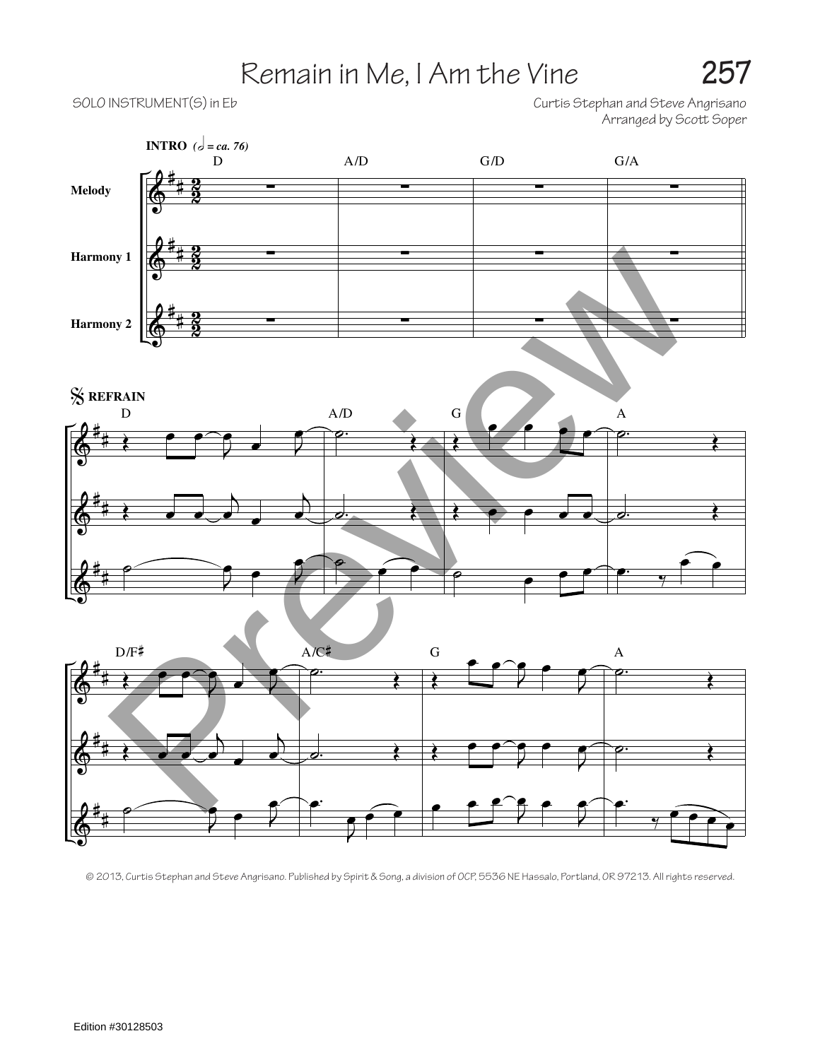# Remain in Me, I Am the Vine

SOLO INSTRUMENT(S) in Eb

Curtis Stephan and Steve Angrisano
Arranged by Scott Soper

© 2013, Curtis Stephan and Steve Angrisano. Published by Spirit & Song, a division of OCP, 5536 NE Hassalo, Portland, OR 97213. All rights reserved.

Edition #30128503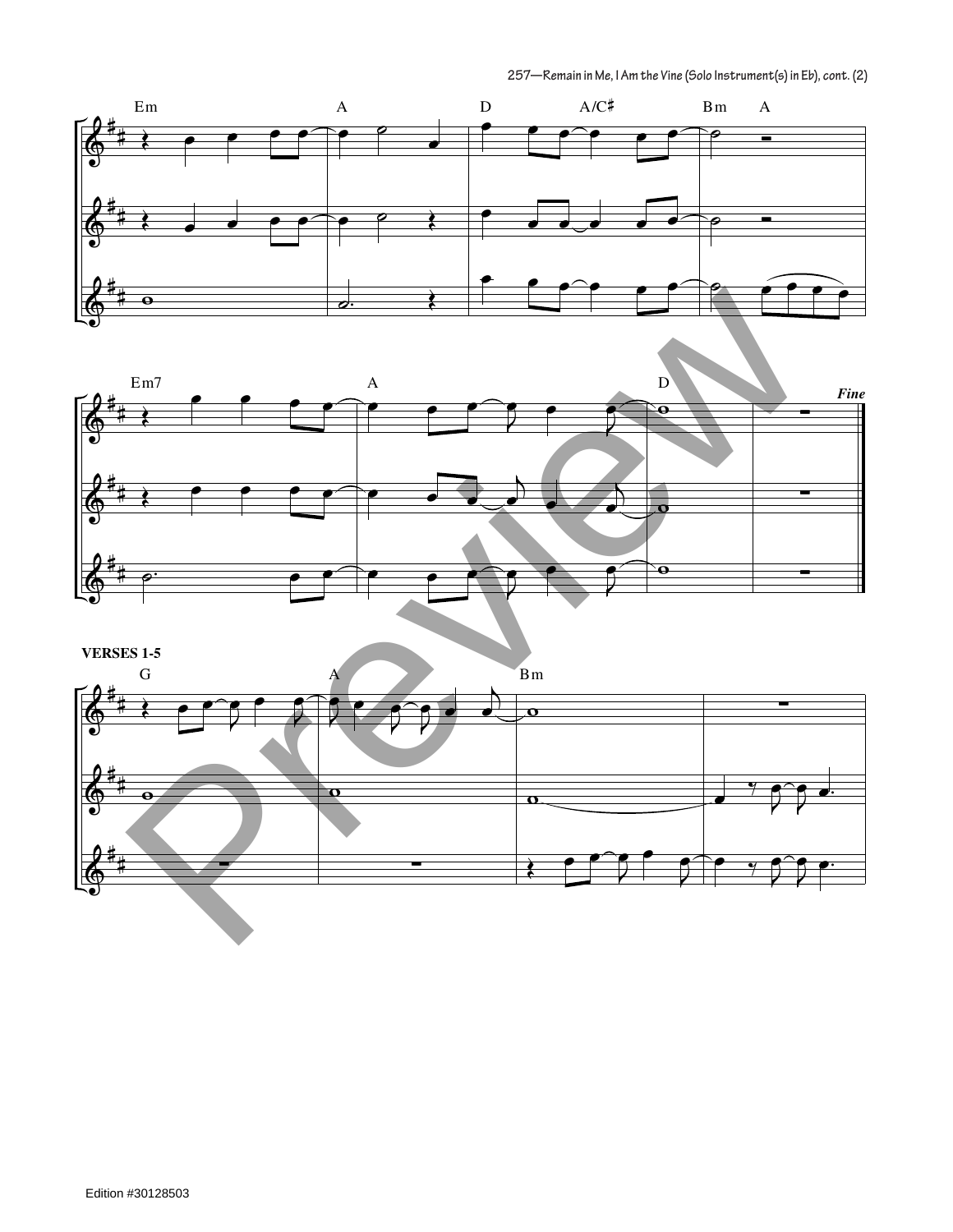Em A D A/C♯ Bm A

Em7 A D *Fine*

**VERSES 1-5**

G A Bm

Edition #30128503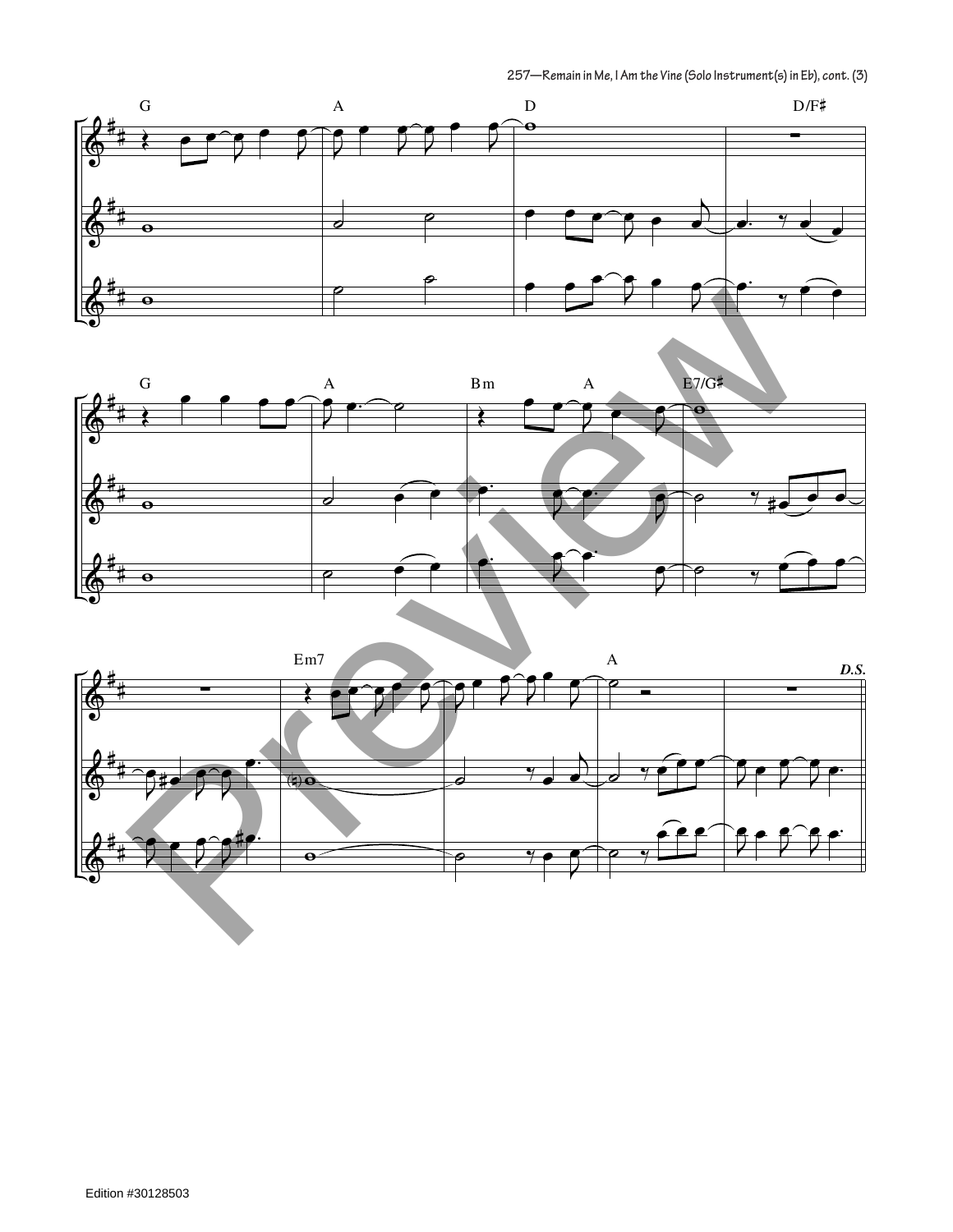G A D D/F♯

G A Bm A E7/G♯

Em7 A *D.S.*

Edition #30128503